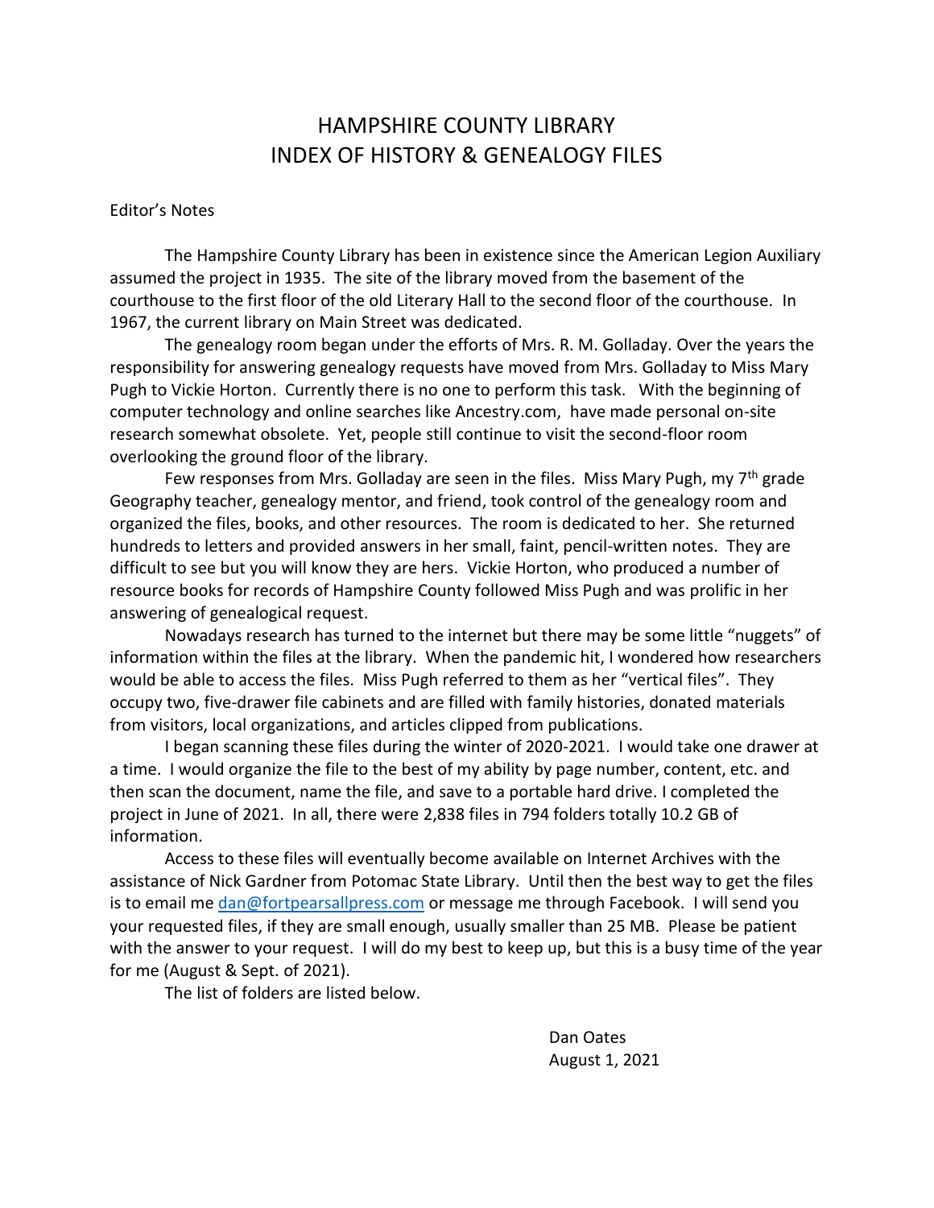# HAMPSHIRE COUNTY LIBRARY
# INDEX OF HISTORY & GENEALOGY FILES

Editor's Notes

The Hampshire County Library has been in existence since the American Legion Auxiliary assumed the project in 1935. The site of the library moved from the basement of the courthouse to the first floor of the old Literary Hall to the second floor of the courthouse. In 1967, the current library on Main Street was dedicated.

The genealogy room began under the efforts of Mrs. R. M. Golladay. Over the years the responsibility for answering genealogy requests have moved from Mrs. Golladay to Miss Mary Pugh to Vickie Horton. Currently there is no one to perform this task. With the beginning of computer technology and online searches like Ancestry.com, have made personal on-site research somewhat obsolete. Yet, people still continue to visit the second-floor room overlooking the ground floor of the library.

Few responses from Mrs. Golladay are seen in the files. Miss Mary Pugh, my 7th grade Geography teacher, genealogy mentor, and friend, took control of the genealogy room and organized the files, books, and other resources. The room is dedicated to her. She returned hundreds to letters and provided answers in her small, faint, pencil-written notes. They are difficult to see but you will know they are hers. Vickie Horton, who produced a number of resource books for records of Hampshire County followed Miss Pugh and was prolific in her answering of genealogical request.

Nowadays research has turned to the internet but there may be some little "nuggets" of information within the files at the library. When the pandemic hit, I wondered how researchers would be able to access the files. Miss Pugh referred to them as her "vertical files". They occupy two, five-drawer file cabinets and are filled with family histories, donated materials from visitors, local organizations, and articles clipped from publications.

I began scanning these files during the winter of 2020-2021. I would take one drawer at a time. I would organize the file to the best of my ability by page number, content, etc. and then scan the document, name the file, and save to a portable hard drive. I completed the project in June of 2021. In all, there were 2,838 files in 794 folders totally 10.2 GB of information.

Access to these files will eventually become available on Internet Archives with the assistance of Nick Gardner from Potomac State Library. Until then the best way to get the files is to email me [dan@fortpearsallpress.com](mailto:dan@fortpearsallpress.com) or message me through Facebook. I will send you your requested files, if they are small enough, usually smaller than 25 MB. Please be patient with the answer to your request. I will do my best to keep up, but this is a busy time of the year for me (August & Sept. of 2021).

The list of folders are listed below.

Dan Oates
August 1, 2021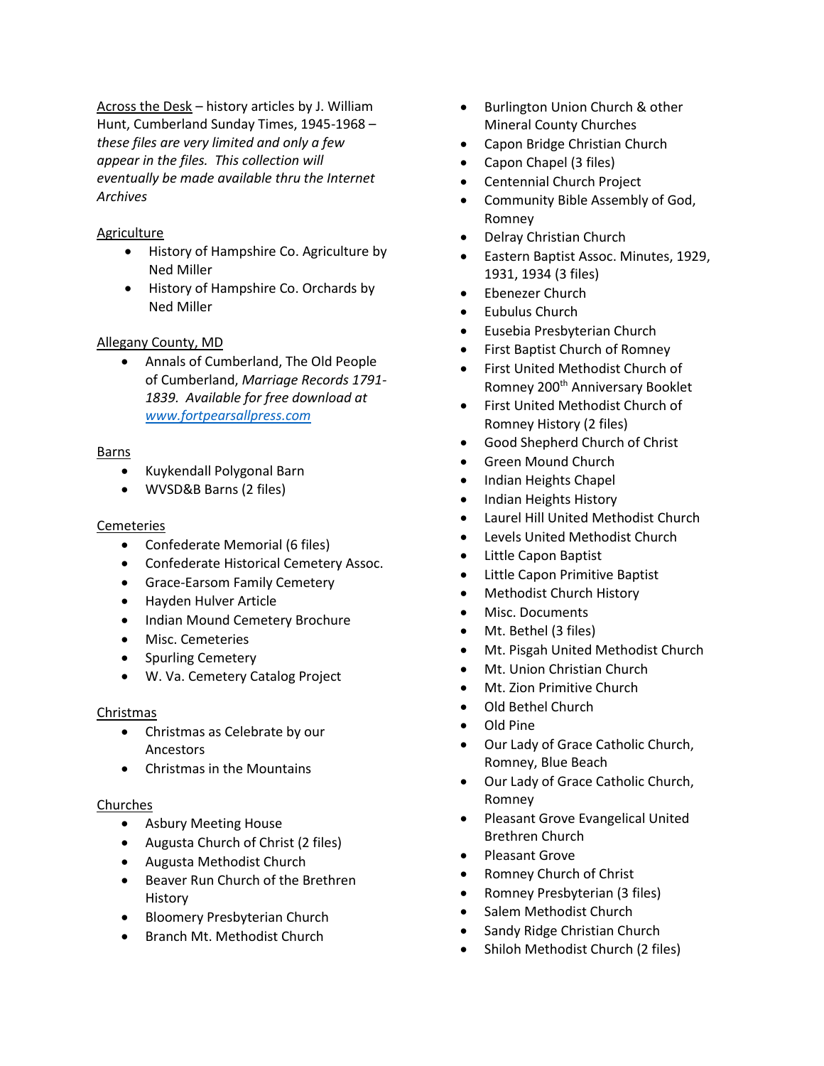Across the Desk – history articles by J. William Hunt, Cumberland Sunday Times, 1945-1968 – *these files are very limited and only a few appear in the files. This collection will eventually be made available thru the Internet Archives*

Agriculture

- History of Hampshire Co. Agriculture by Ned Miller
- History of Hampshire Co. Orchards by Ned Miller

Allegany County, MD

- Annals of Cumberland, The Old People of Cumberland, *Marriage Records 1791-1839. Available for free download at [www.fortpearsallpress.com](www.fortpearsallpress.com)*

Barns

- Kuykendall Polygonal Barn
- WVSD&B Barns (2 files)

Cemeteries

- Confederate Memorial (6 files)
- Confederate Historical Cemetery Assoc.
- Grace-Earsom Family Cemetery
- Hayden Hulver Article
- Indian Mound Cemetery Brochure
- Misc. Cemeteries
- Spurling Cemetery
- W. Va. Cemetery Catalog Project

Christmas

- Christmas as Celebrate by our Ancestors
- Christmas in the Mountains

Churches

- Asbury Meeting House
- Augusta Church of Christ (2 files)
- Augusta Methodist Church
- Beaver Run Church of the Brethren History
- Bloomery Presbyterian Church
- Branch Mt. Methodist Church
- Burlington Union Church & other Mineral County Churches
- Capon Bridge Christian Church
- Capon Chapel (3 files)
- Centennial Church Project
- Community Bible Assembly of God, Romney
- Delray Christian Church
- Eastern Baptist Assoc. Minutes, 1929, 1931, 1934 (3 files)
- Ebenezer Church
- Eubulus Church
- Eusebia Presbyterian Church
- First Baptist Church of Romney
- First United Methodist Church of Romney 200th Anniversary Booklet
- First United Methodist Church of Romney History (2 files)
- Good Shepherd Church of Christ
- Green Mound Church
- Indian Heights Chapel
- Indian Heights History
- Laurel Hill United Methodist Church
- Levels United Methodist Church
- Little Capon Baptist
- Little Capon Primitive Baptist
- Methodist Church History
- Misc. Documents
- Mt. Bethel (3 files)
- Mt. Pisgah United Methodist Church
- Mt. Union Christian Church
- Mt. Zion Primitive Church
- Old Bethel Church
- Old Pine
- Our Lady of Grace Catholic Church, Romney, Blue Beach
- Our Lady of Grace Catholic Church, Romney
- Pleasant Grove Evangelical United Brethren Church
- Pleasant Grove
- Romney Church of Christ
- Romney Presbyterian (3 files)
- Salem Methodist Church
- Sandy Ridge Christian Church
- Shiloh Methodist Church (2 files)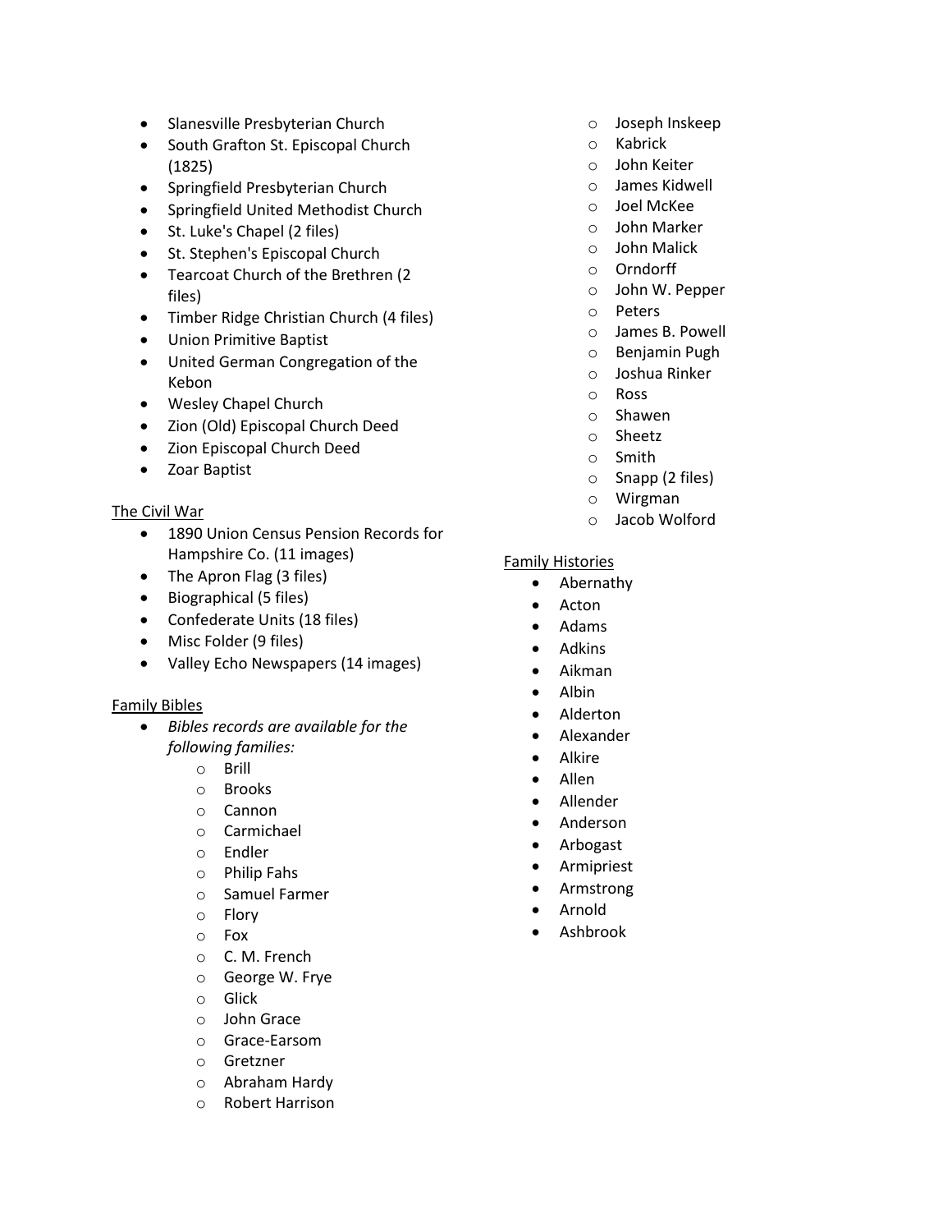- Slanesville Presbyterian Church
- South Grafton St. Episcopal Church (1825)
- Springfield Presbyterian Church
- Springfield United Methodist Church
- St. Luke's Chapel (2 files)
- St. Stephen's Episcopal Church
- Tearcoat Church of the Brethren (2 files)
- Timber Ridge Christian Church (4 files)
- Union Primitive Baptist
- United German Congregation of the Kebon
- Wesley Chapel Church
- Zion (Old) Episcopal Church Deed
- Zion Episcopal Church Deed
- Zoar Baptist

<u>The Civil War</u>

- 1890 Union Census Pension Records for Hampshire Co. (11 images)
- The Apron Flag (3 files)
- Biographical (5 files)
- Confederate Units (18 files)
- Misc Folder (9 files)
- Valley Echo Newspapers (14 images)

<u>Family Bibles</u>

- *Bibles records are available for the following families:*
    - Brill
    - Brooks
    - Cannon
    - Carmichael
    - Endler
    - Philip Fahs
    - Samuel Farmer
    - Flory
    - Fox
    - C. M. French
    - George W. Frye
    - Glick
    - John Grace
    - Grace-Earsom
    - Gretzner
    - Abraham Hardy
    - Robert Harrison
    - Joseph Inskeep
    - Kabrick
    - John Keiter
    - James Kidwell
    - Joel McKee
    - John Marker
    - John Malick
    - Orndorff
    - John W. Pepper
    - Peters
    - James B. Powell
    - Benjamin Pugh
    - Joshua Rinker
    - Ross
    - Shawen
    - Sheetz
    - Smith
    - Snapp (2 files)
    - Wirgman
    - Jacob Wolford

<u>Family Histories</u>

- Abernathy
- Acton
- Adams
- Adkins
- Aikman
- Albin
- Alderton
- Alexander
- Alkire
- Allen
- Allender
- Anderson
- Arbogast
- Armipriest
- Armstrong
- Arnold
- Ashbrook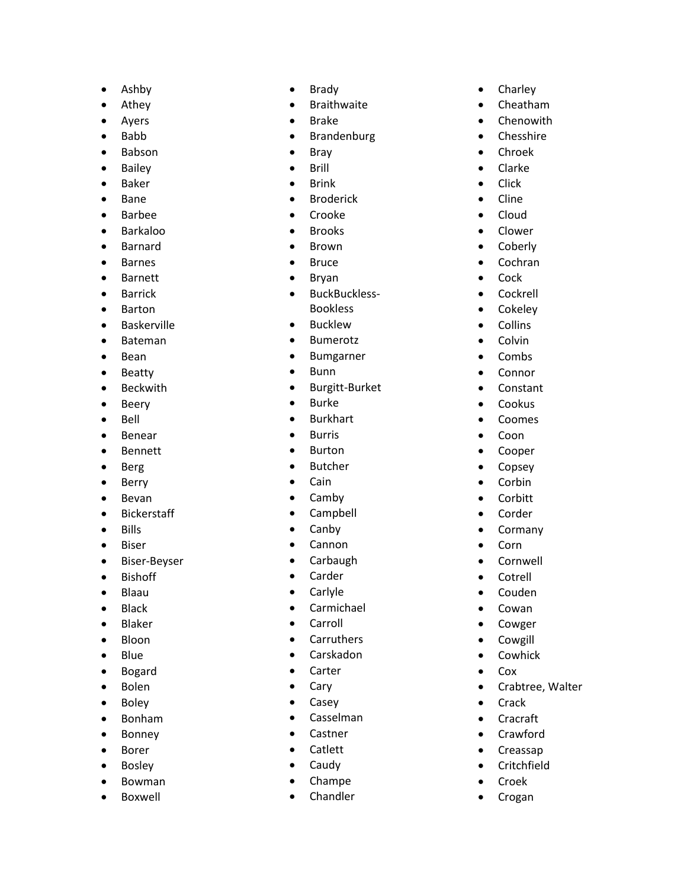- Ashby
- Athey
- Ayers
- Babb
- Babson
- Bailey
- Baker
- Bane
- Barbee
- Barkaloo
- Barnard
- Barnes
- Barnett
- Barrick
- Barton
- Baskerville
- Bateman
- Bean
- Beatty
- Beckwith
- Beery
- Bell
- Benear
- Bennett
- Berg
- Berry
- Bevan
- Bickerstaff
- Bills
- Biser
- Biser-Beyser
- Bishoff
- Blaau
- Black
- Blaker
- Bloon
- Blue
- Bogard
- Bolen
- Boley
- Bonham
- Bonney
- Borer
- Bosley
- Bowman
- Boxwell
- Brady
- Braithwaite
- Brake
- Brandenburg
- Bray
- Brill
- Brink
- Broderick
- Crooke
- Brooks
- Brown
- Bruce
- Bryan
- BuckBuckless-Bookless
- Bucklew
- Bumerotz
- Bumgarner
- Bunn
- Burgitt-Burket
- Burke
- Burkhart
- Burris
- Burton
- Butcher
- Cain
- Camby
- Campbell
- Canby
- Cannon
- Carbaugh
- Carder
- Carlyle
- Carmichael
- Carroll
- Carruthers
- Carskadon
- Carter
- Cary
- Casey
- Casselman
- Castner
- Catlett
- Caudy
- Champe
- Chandler
- Charley
- Cheatham
- Chenowith
- Chesshire
- Chroek
- Clarke
- Click
- Cline
- Cloud
- Clower
- Coberly
- Cochran
- Cock
- Cockrell
- Cokeley
- Collins
- Colvin
- Combs
- Connor
- Constant
- Cookus
- Coomes
- Coon
- Cooper
- Copsey
- Corbin
- Corbitt
- Corder
- Cormany
- Corn
- Cornwell
- Cotrell
- Couden
- Cowan
- Cowger
- Cowgill
- Cowhick
- Cox
- Crabtree, Walter
- Crack
- Cracraft
- Crawford
- Creassap
- Critchfield
- Croek
- Crogan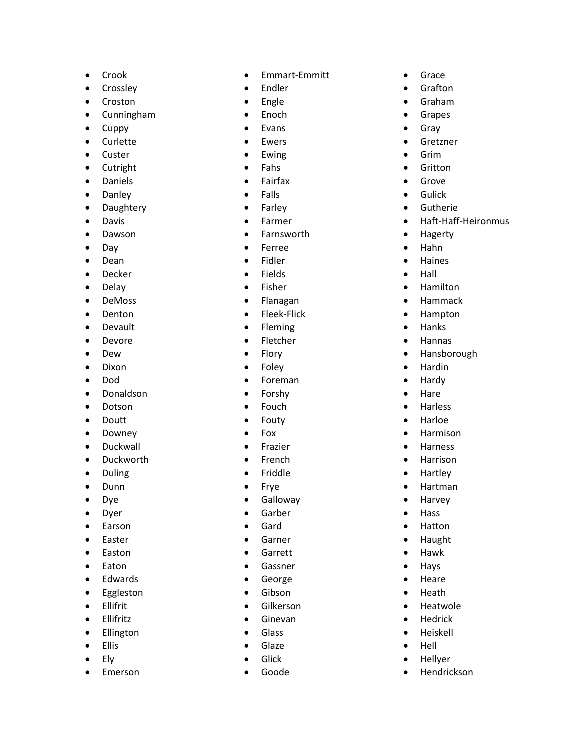- Crook
- Crossley
- Croston
- Cunningham
- Cuppy
- Curlette
- Custer
- Cutright
- Daniels
- Danley
- Daughtery
- Davis
- Dawson
- Day
- Dean
- Decker
- Delay
- DeMoss
- Denton
- Devault
- Devore
- Dew
- Dixon
- Dod
- Donaldson
- Dotson
- Doutt
- Downey
- Duckwall
- Duckworth
- Duling
- Dunn
- Dye
- Dyer
- Earson
- Easter
- Easton
- Eaton
- Edwards
- Eggleston
- Ellifrit
- Ellifritz
- Ellington
- Ellis
- Ely
- Emerson
- Emmart-Emmitt
- Endler
- Engle
- Enoch
- Evans
- Ewers
- Ewing
- Fahs
- Fairfax
- Falls
- Farley
- Farmer
- Farnsworth
- Ferree
- Fidler
- Fields
- Fisher
- Flanagan
- Fleek-Flick
- Fleming
- Fletcher
- Flory
- Foley
- Foreman
- Forshy
- Fouch
- Fouty
- Fox
- Frazier
- French
- Friddle
- Frye
- Galloway
- Garber
- Gard
- Garner
- Garrett
- Gassner
- George
- Gibson
- Gilkerson
- Ginevan
- Glass
- Glaze
- Glick
- Goode
- Grace
- Grafton
- Graham
- Grapes
- Gray
- Gretzner
- Grim
- Gritton
- Grove
- Gulick
- Gutherie
- Haft-Haff-Heironmus
- Hagerty
- Hahn
- Haines
- Hall
- Hamilton
- Hammack
- Hampton
- Hanks
- Hannas
- Hansborough
- Hardin
- Hardy
- Hare
- Harless
- Harloe
- Harmison
- Harness
- Harrison
- Hartley
- Hartman
- Harvey
- Hass
- Hatton
- Haught
- Hawk
- Hays
- Heare
- Heath
- Heatwole
- Hedrick
- Heiskell
- Hell
- Hellyer
- Hendrickson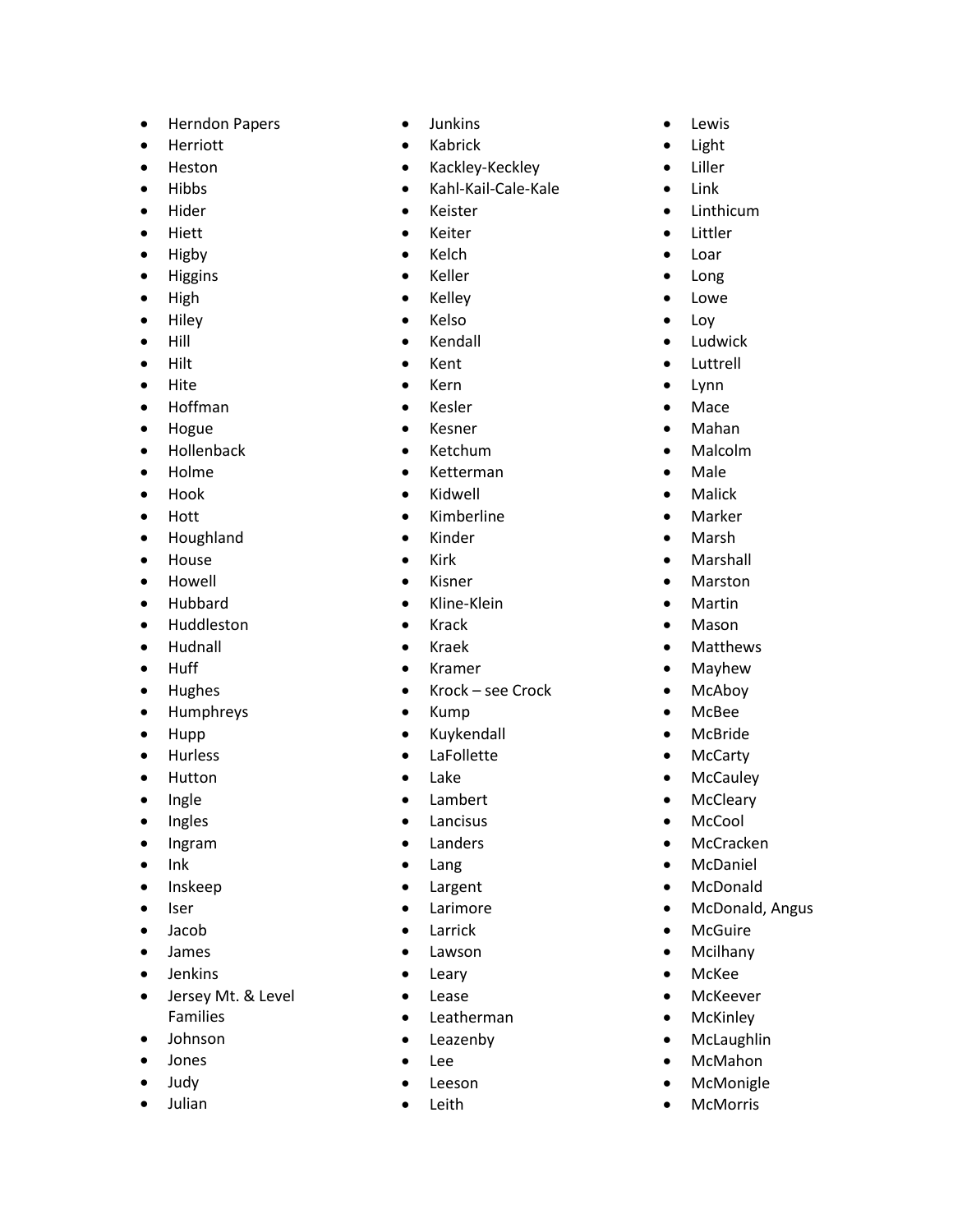- Herndon Papers
- Herriott
- Heston
- Hibbs
- Hider
- Hiett
- Higby
- Higgins
- High
- Hiley
- Hill
- Hilt
- Hite
- Hoffman
- Hogue
- Hollenback
- Holme
- Hook
- Hott
- Houghland
- House
- Howell
- Hubbard
- Huddleston
- Hudnall
- Huff
- Hughes
- Humphreys
- Hupp
- Hurless
- Hutton
- Ingle
- Ingles
- Ingram
- Ink
- Inskeep
- Iser
- Jacob
- James
- Jenkins
- Jersey Mt. & Level Families
- Johnson
- Jones
- Judy
- Julian
- Junkins
- Kabrick
- Kackley-Keckley
- Kahl-Kail-Cale-Kale
- Keister
- Keiter
- Kelch
- Keller
- Kelley
- Kelso
- Kendall
- Kent
- Kern
- Kesler
- Kesner
- Ketchum
- Ketterman
- Kidwell
- Kimberline
- Kinder
- Kirk
- Kisner
- Kline-Klein
- Krack
- Kraek
- Kramer
- Krock – see Crock
- Kump
- Kuykendall
- LaFollette
- Lake
- Lambert
- Lancisus
- Landers
- Lang
- Largent
- Larimore
- Larrick
- Lawson
- Leary
- Lease
- Leatherman
- Leazenby
- Lee
- Leeson
- Leith
- Lewis
- Light
- Liller
- Link
- Linthicum
- Littler
- Loar
- Long
- Lowe
- Loy
- Ludwick
- Luttrell
- Lynn
- Mace
- Mahan
- Malcolm
- Male
- Malick
- Marker
- Marsh
- Marshall
- Marston
- Martin
- Mason
- Matthews
- Mayhew
- McAboy
- McBee
- McBride
- McCarty
- McCauley
- McCleary
- McCool
- McCracken
- McDaniel
- McDonald
- McDonald, Angus
- McGuire
- Mcilhany
- McKee
- McKeever
- McKinley
- McLaughlin
- McMahon
- McMonigle
- McMorris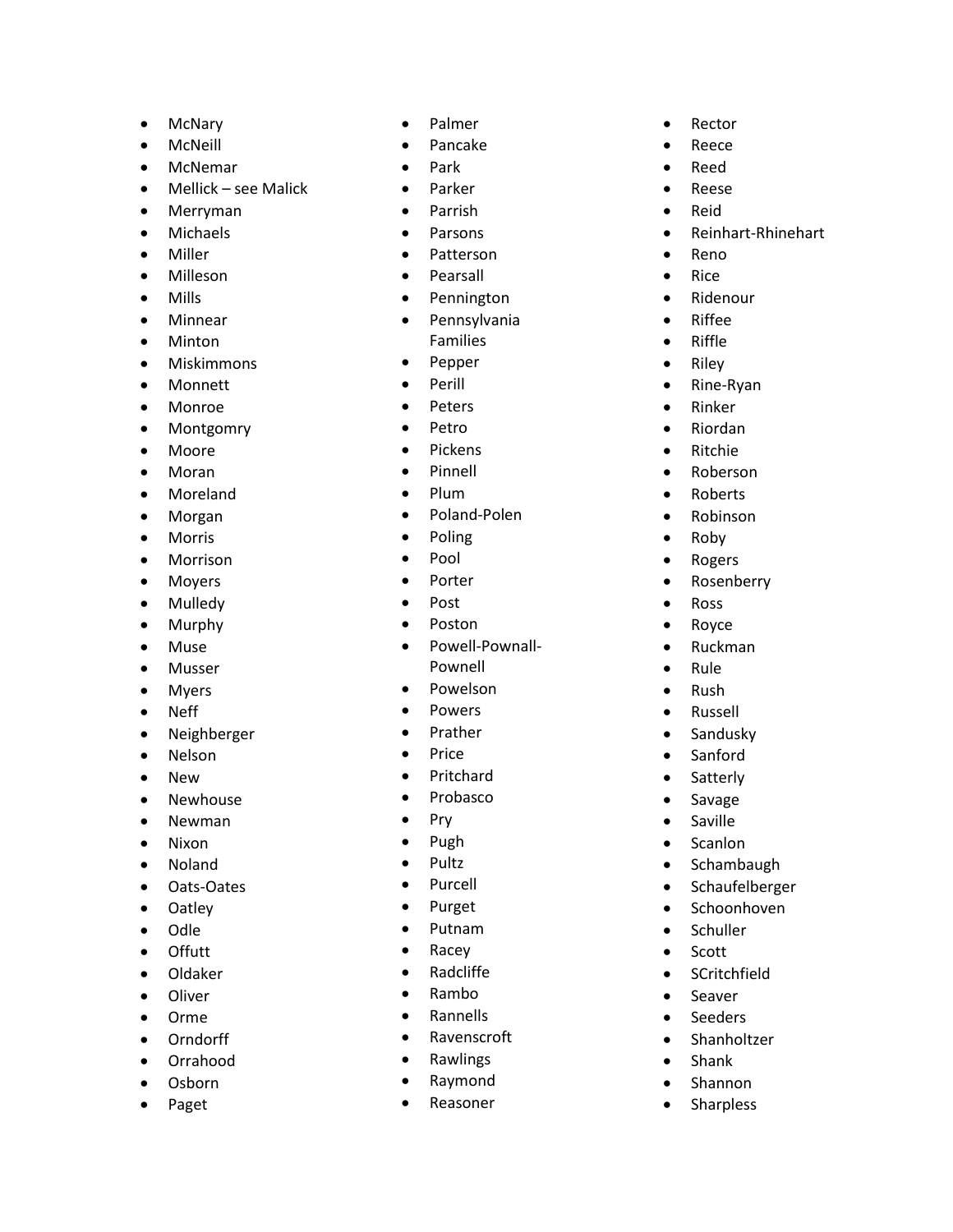- McNary
- McNeill
- McNemar
- Mellick – see Malick
- Merryman
- Michaels
- Miller
- Milleson
- Mills
- Minnear
- Minton
- Miskimmons
- Monnett
- Monroe
- Montgomry
- Moore
- Moran
- Moreland
- Morgan
- Morris
- Morrison
- Moyers
- Mulledy
- Murphy
- Muse
- Musser
- Myers
- Neff
- Neighberger
- Nelson
- New
- Newhouse
- Newman
- Nixon
- Noland
- Oats-Oates
- Oatley
- Odle
- Offutt
- Oldaker
- Oliver
- Orme
- Orndorff
- Orrahood
- Osborn
- Paget
- Palmer
- Pancake
- Park
- Parker
- Parrish
- Parsons
- Patterson
- Pearsall
- Pennington
- Pennsylvania Families
- Pepper
- Perill
- Peters
- Petro
- Pickens
- Pinnell
- Plum
- Poland-Polen
- Poling
- Pool
- Porter
- Post
- Poston
- Powell-Pownall-Pownell
- Powelson
- Powers
- Prather
- Price
- Pritchard
- Probasco
- Pry
- Pugh
- Pultz
- Purcell
- Purget
- Putnam
- Racey
- Radcliffe
- Rambo
- Rannells
- Ravenscroft
- Rawlings
- Raymond
- Reasoner
- Rector
- Reece
- Reed
- Reese
- Reid
- Reinhart-Rhinehart
- Reno
- Rice
- Ridenour
- Riffee
- Riffle
- Riley
- Rine-Ryan
- Rinker
- Riordan
- Ritchie
- Roberson
- Roberts
- Robinson
- Roby
- Rogers
- Rosenberry
- Ross
- Royce
- Ruckman
- Rule
- Rush
- Russell
- Sandusky
- Sanford
- Satterly
- Savage
- Saville
- Scanlon
- Schambaugh
- Schaufelberger
- Schoonhoven
- Schuller
- Scott
- SCritchfield
- Seaver
- Seeders
- Shanholtzer
- Shank
- Shannon
- Sharpless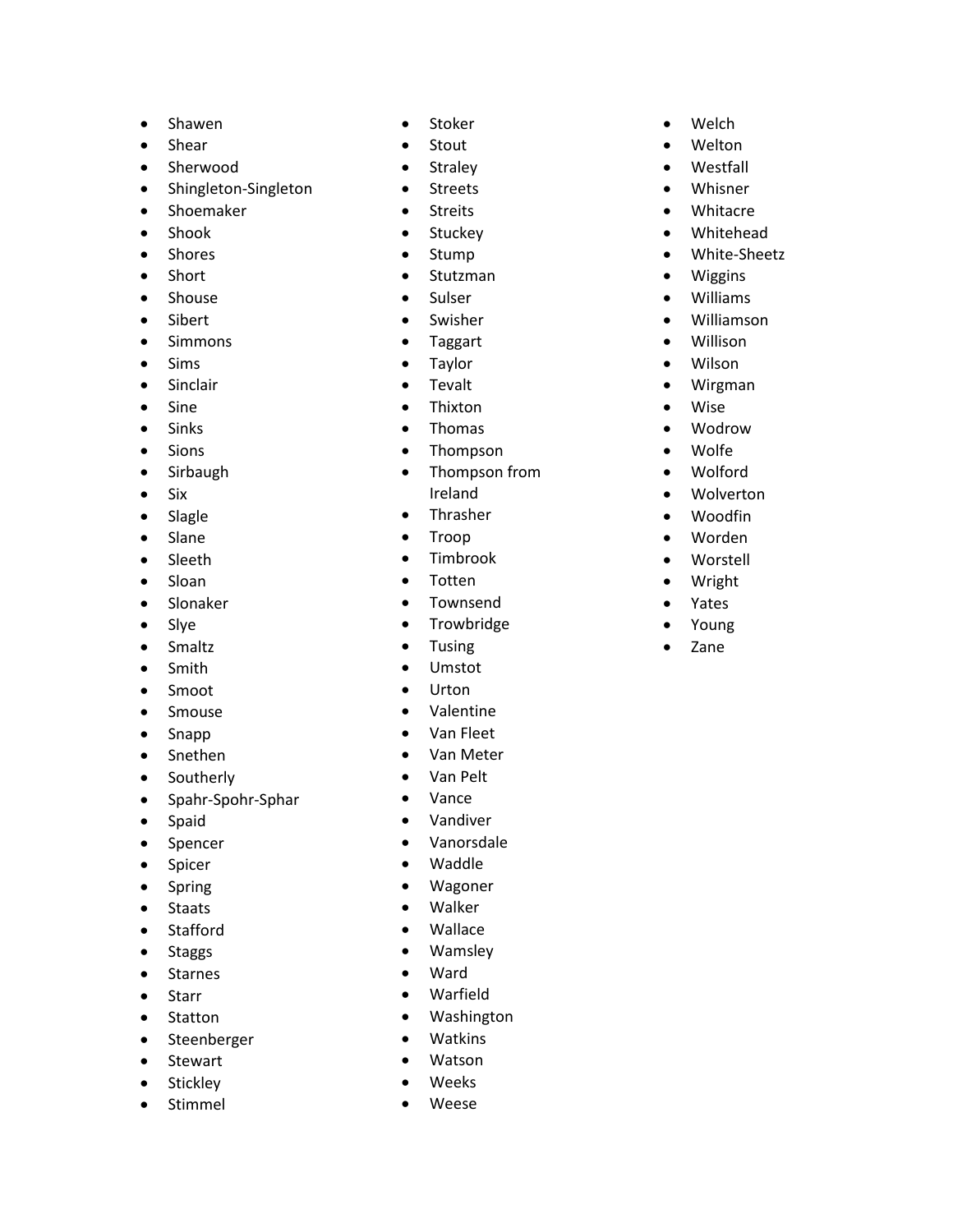- Shawen
- Shear
- Sherwood
- Shingleton-Singleton
- Shoemaker
- Shook
- Shores
- Short
- Shouse
- Sibert
- Simmons
- Sims
- Sinclair
- Sine
- Sinks
- Sions
- Sirbaugh
- Six
- Slagle
- Slane
- Sleeth
- Sloan
- Slonaker
- Slye
- Smaltz
- Smith
- Smoot
- Smouse
- Snapp
- Snethen
- Southerly
- Spahr-Spohr-Sphar
- Spaid
- Spencer
- Spicer
- Spring
- Staats
- Stafford
- Staggs
- Starnes
- Starr
- Statton
- Steenberger
- Stewart
- Stickley
- Stimmel
- Stoker
- Stout
- Straley
- Streets
- Streits
- Stuckey
- Stump
- Stutzman
- Sulser
- Swisher
- Taggart
- Taylor
- Tevalt
- Thixton
- Thomas
- Thompson
- Thompson from Ireland
- Thrasher
- Troop
- Timbrook
- Totten
- Townsend
- Trowbridge
- Tusing
- Umstot
- Urton
- Valentine
- Van Fleet
- Van Meter
- Van Pelt
- Vance
- Vandiver
- Vanorsdale
- Waddle
- Wagoner
- Walker
- Wallace
- Wamsley
- Ward
- Warfield
- Washington
- Watkins
- Watson
- Weeks
- Weese
- Welch
- Welton
- Westfall
- Whisner
- Whitacre
- Whitehead
- White-Sheetz
- Wiggins
- Williams
- Williamson
- Willison
- Wilson
- Wirgman
- Wise
- Wodrow
- Wolfe
- Wolford
- Wolverton
- Woodfin
- Worden
- Worstell
- Wright
- Yates
- Young
- Zane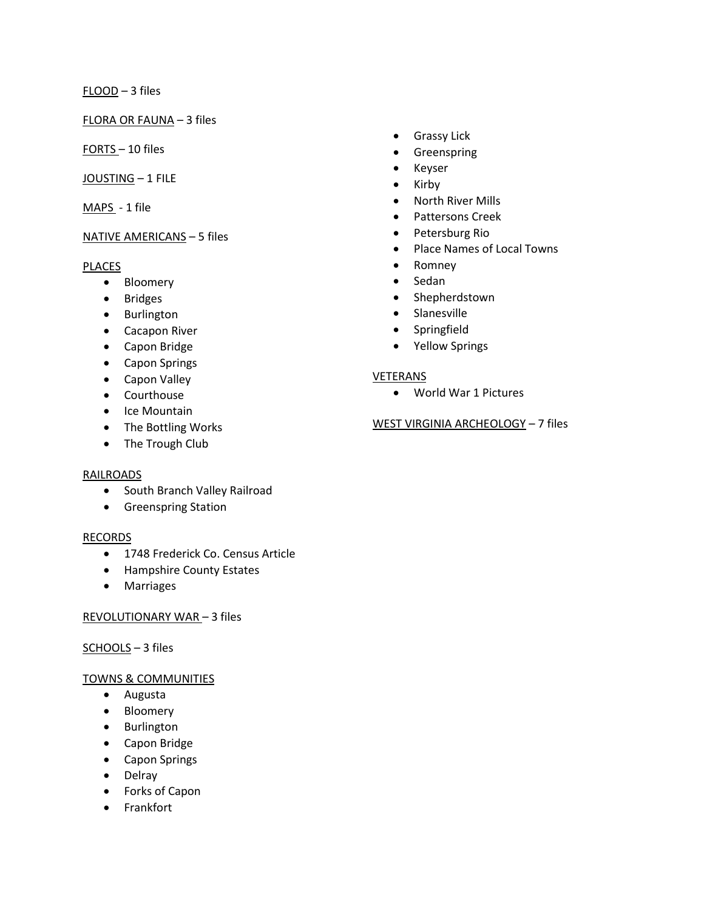FLOOD – 3 files

FLORA OR FAUNA – 3 files

FORTS – 10 files

JOUSTING – 1 FILE

MAPS - 1 file

NATIVE AMERICANS – 5 files

PLACES

- Bloomery
- Bridges
- Burlington
- Cacapon River
- Capon Bridge
- Capon Springs
- Capon Valley
- Courthouse
- Ice Mountain
- The Bottling Works
- The Trough Club

RAILROADS

- South Branch Valley Railroad
- Greenspring Station

RECORDS

- 1748 Frederick Co. Census Article
- Hampshire County Estates
- Marriages

REVOLUTIONARY WAR – 3 files

SCHOOLS – 3 files

TOWNS & COMMUNITIES

- Augusta
- Bloomery
- Burlington
- Capon Bridge
- Capon Springs
- Delray
- Forks of Capon
- Frankfort
- Grassy Lick
- Greenspring
- Keyser
- Kirby
- North River Mills
- Pattersons Creek
- Petersburg Rio
- Place Names of Local Towns
- Romney
- Sedan
- Shepherdstown
- Slanesville
- Springfield
- Yellow Springs

VETERANS

- World War 1 Pictures

WEST VIRGINIA ARCHEOLOGY – 7 files